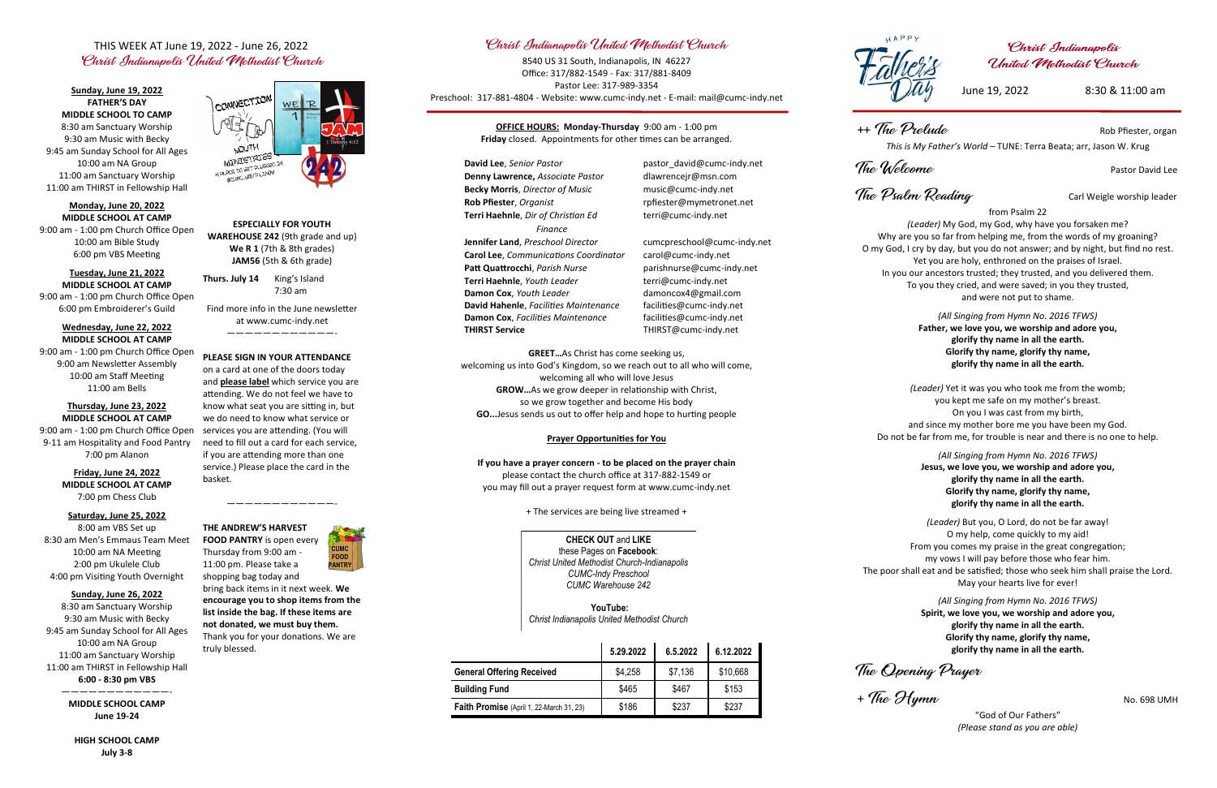THIS WEEK AT June 19, 2022 - June 26, 2022

# Christ Indianapolis United Methodist Church

**Sunday, June 19, 2022**
**FATHER'S DAY**
**MIDDLE SCHOOL TO CAMP**
8:30 am Sanctuary Worship
9:30 am Music with Becky
9:45 am Sunday School for All Ages
10:00 am NA Group
11:00 am Sanctuary Worship
11:00 am THIRST in Fellowship Hall

**Monday, June 20, 2022**
**MIDDLE SCHOOL AT CAMP**
9:00 am - 1:00 pm Church Office Open
10:00 am Bible Study
6:00 pm VBS Meeting

**Tuesday, June 21, 2022**
**MIDDLE SCHOOL AT CAMP**
9:00 am - 1:00 pm Church Office Open
6:00 pm Embroiderer's Guild

**Wednesday, June 22, 2022**
**MIDDLE SCHOOL AT CAMP**
9:00 am - 1:00 pm Church Office Open
9:00 am Newsletter Assembly
10:00 am Staff Meeting
11:00 am Bells

**Thursday, June 23, 2022**
**MIDDLE SCHOOL AT CAMP**
9:00 am - 1:00 pm Church Office Open
9-11 am Hospitality and Food Pantry
7:00 pm Alanon

**Friday, June 24, 2022**
**MIDDLE SCHOOL AT CAMP**
7:00 pm Chess Club

**Saturday, June 25, 2022**
8:00 am VBS Set up
8:30 am Men's Emmaus Team Meet
10:00 am NA Meeting
2:00 pm Ukulele Club
4:00 pm Visiting Youth Overnight

**Sunday, June 26, 2022**
8:30 am Sanctuary Worship
9:30 am Music with Becky
9:45 am Sunday School for All Ages
10:00 am NA Group
11:00 am Sanctuary Worship
11:00 am THIRST in Fellowship Hall
**6:00 - 8:30 pm VBS**

**MIDDLE SCHOOL CAMP**
**June 19-24**

**HIGH SCHOOL CAMP**
**July 3-8**

**ESPECIALLY FOR YOUTH**
**WAREHOUSE 242** (9th grade and up)
**We R 1** (7th & 8th grades)
**JAM56** (5th & 6th grade)

**Thurs. July 14** King's Island 7:30 am

Find more info in the June newsletter at www.cumc-indy.net

**PLEASE SIGN IN YOUR ATTENDANCE** on a card at one of the doors today and **please label** which service you are attending. We do not feel we have to know what seat you are sitting in, but we do need to know what service or services you are attending. (You will need to fill out a card for each service, if you are attending more than one service.) Please place the card in the basket.

**THE ANDREW'S HARVEST FOOD PANTRY** is open every Thursday from 9:00 am - 11:00 pm. Please take a shopping bag today and bring back items in it next week. **We encourage you to shop items from the list inside the bag. If these items are not donated, we must buy them.** Thank you for your donations. We are truly blessed.

# Christ Indianapolis United Methodist Church

8540 US 31 South, Indianapolis, IN 46227
Office: 317/882-1549 - Fax: 317/881-8409
Pastor Lee: 317-989-3354
Preschool: 317-881-4804 - Website: www.cumc-indy.net - E-mail: mail@cumc-indy.net

**OFFICE HOURS: Monday-Thursday** 9:00 am - 1:00 pm
**Friday** closed. Appointments for other times can be arranged.

| | |
|---|---|
| **David Lee**, *Senior Pastor* | pastor_david@cumc-indy.net |
| **Denny Lawrence,** *Associate Pastor* | dlawrencejr@msn.com |
| **Becky Morris**, *Director of Music* | music@cumc-indy.net |
| **Rob Pfiester**, *Organist* | rpfiester@mymetronet.net |
| **Terri Haehnle**, *Dir of Christian Ed Finance* | terri@cumc-indy.net |
| **Jennifer Land**, *Preschool Director* | cumcpreschool@cumc-indy.net |
| **Carol Lee**, *Communications Coordinator* | carol@cumc-indy.net |
| **Patt Quattrocchi**, *Parish Nurse* | parishnurse@cumc-indy.net |
| **Terri Haehnle**, *Youth Leader* | terri@cumc-indy.net |
| **Damon Cox**, *Youth Leader* | damoncox4@gmail.com |
| **David Hahenle**, *Facilities Maintenance* | facilities@cumc-indy.net |
| **Damon Cox**, *Facilities Maintenance* | facilities@cumc-indy.net |
| **THIRST Service** | THIRST@cumc-indy.net |

**GREET…**As Christ has come seeking us, welcoming us into God's Kingdom, so we reach out to all who will come, welcoming all who will love Jesus
**GROW…**As we grow deeper in relationship with Christ, so we grow together and become His body
**GO...**Jesus sends us out to offer help and hope to hurting people

**Prayer Opportunities for You**

**If you have a prayer concern - to be placed on the prayer chain** please contact the church office at 317-882-1549 or you may fill out a prayer request form at www.cumc-indy.net

+ The services are being live streamed +

**CHECK OUT** and **LIKE** these Pages on **Facebook**:
*Christ United Methodist Church-Indianapolis*
*CUMC-Indy Preschool*
*CUMC Warehouse 242*

**YouTube:**
*Christ Indianapolis United Methodist Church*

| | 5.29.2022 | 6.5.2022 | 6.12.2022 |
|---|---|---|---|
| **General Offering Received** | $4,258 | $7,136 | $10,668 |
| **Building Fund** | $465 | $467 | $153 |
| **Faith Promise** (April 1, 22-March 31, 23) | $186 | $237 | $237 |

HAPPY Father's Day

# Christ Indianapolis United Methodist Church

June 19, 2022 8:30 & 11:00 am

## ++ The Prelude
Rob Pfiester, organ

*This is My Father's World* – TUNE: Terra Beata; arr, Jason W. Krug

## The Welcome
Pastor David Lee

## The Psalm Reading
Carl Weigle worship leader

from Psalm 22

*(Leader)* My God, my God, why have you forsaken me?
Why are you so far from helping me, from the words of my groaning?
O my God, I cry by day, but you do not answer; and by night, but find no rest.
Yet you are holy, enthroned on the praises of Israel.
In you our ancestors trusted; they trusted, and you delivered them.
To you they cried, and were saved; in you they trusted, and were not put to shame.

*(All Singing from Hymn No. 2016 TFWS)*
**Father, we love you, we worship and adore you,**
**glorify thy name in all the earth.**
**Glorify thy name, glorify thy name,**
**glorify thy name in all the earth.**

*(Leader)* Yet it was you who took me from the womb;
you kept me safe on my mother's breast.
On you I was cast from my birth,
and since my mother bore me you have been my God.
Do not be far from me, for trouble is near and there is no one to help.

*(All Singing from Hymn No. 2016 TFWS)*
**Jesus, we love you, we worship and adore you,**
**glorify thy name in all the earth.**
**Glorify thy name, glorify thy name,**
**glorify thy name in all the earth.**

*(Leader)* But you, O Lord, do not be far away!
O my help, come quickly to my aid!
From you comes my praise in the great congregation;
my vows I will pay before those who fear him.
The poor shall eat and be satisfied; those who seek him shall praise the Lord.
May your hearts live for ever!

*(All Singing from Hymn No. 2016 TFWS)*
**Spirit, we love you, we worship and adore you,**
**glorify thy name in all the earth.**
**Glorify thy name, glorify thy name,**
**glorify thy name in all the earth.**

## The Opening Prayer

## + The Hymn
No. 698 UMH

"God of Our Fathers"
*(Please stand as you are able)*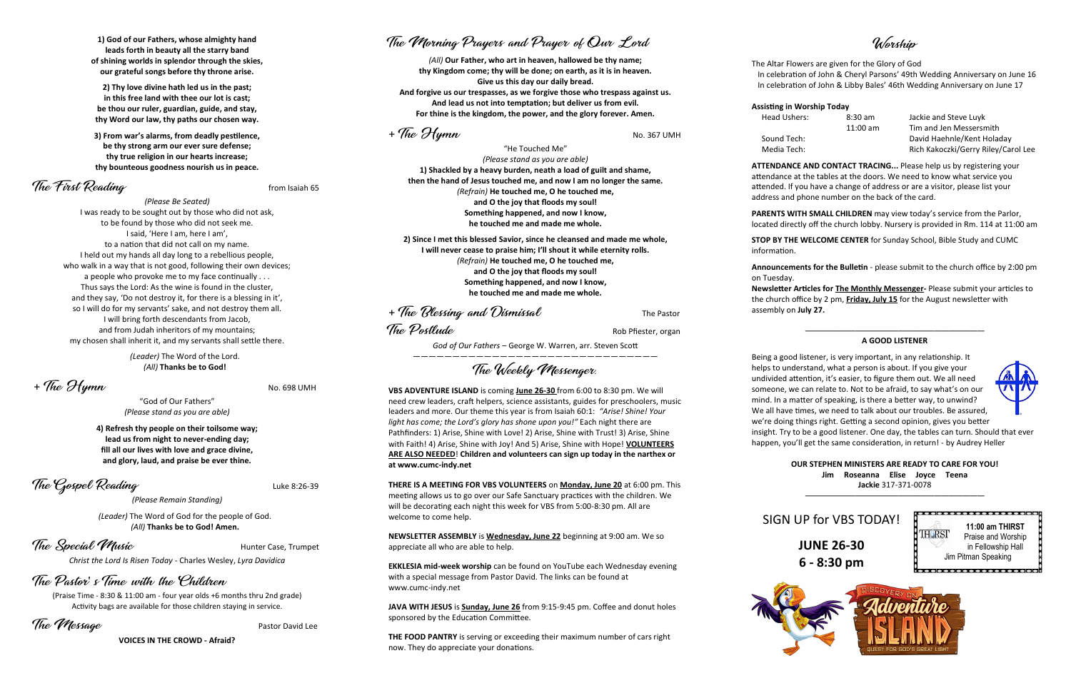**1) God of our Fathers, whose almighty hand**
**leads forth in beauty all the starry band**
**of shining worlds in splendor through the skies,**
**our grateful songs before thy throne arise.**

**2) Thy love divine hath led us in the past;**
**in this free land with thee our lot is cast;**
**be thou our ruler, guardian, guide, and stay,**
**thy Word our law, thy paths our chosen way.**

**3) From war's alarms, from deadly pestilence,**
**be thy strong arm our ever sure defense;**
**thy true religion in our hearts increase;**
**thy bounteous goodness nourish us in peace.**

## The First Reading

from Isaiah 65

*(Please Be Seated)*

I was ready to be sought out by those who did not ask,
to be found by those who did not seek me.
I said, 'Here I am, here I am',
to a nation that did not call on my name.
I held out my hands all day long to a rebellious people,
who walk in a way that is not good, following their own devices;
a people who provoke me to my face continually . . .
Thus says the Lord: As the wine is found in the cluster,
and they say, 'Do not destroy it, for there is a blessing in it',
so I will do for my servants' sake, and not destroy them all.
I will bring forth descendants from Jacob,
and from Judah inheritors of my mountains;
my chosen shall inherit it, and my servants shall settle there.

*(Leader)* The Word of the Lord.
*(All)* **Thanks be to God!**

## + The Hymn

No. 698 UMH

"God of Our Fathers"
*(Please stand as you are able)*

**4) Refresh thy people on their toilsome way;**
**lead us from night to never-ending day;**
**fill all our lives with love and grace divine,**
**and glory, laud, and praise be ever thine.**

## The Gospel Reading

Luke 8:26-39

*(Please Remain Standing)*

*(Leader)* The Word of God for the people of God.
*(All)* **Thanks be to God! Amen.**

## The Special Music

Hunter Case, Trumpet

*Christ the Lord Is Risen Today* - Charles Wesley, *Lyra Davidica*

## The Pastor's Time with the Children

(Praise Time - 8:30 & 11:00 am - four year olds +6 months thru 2nd grade)
Activity bags are available for those children staying in service.

## The Message

Pastor David Lee

**VOICES IN THE CROWD - Afraid?**

## The Morning Prayers and Prayer of Our Lord

*(All)* **Our Father, who art in heaven, hallowed be thy name;**
**thy Kingdom come; thy will be done; on earth, as it is in heaven.**
**Give us this day our daily bread.**
**And forgive us our trespasses, as we forgive those who trespass against us.**
**And lead us not into temptation; but deliver us from evil.**
**For thine is the kingdom, the power, and the glory forever. Amen.**

## + The Hymn

No. 367 UMH

"He Touched Me"
*(Please stand as you are able)*

**1) Shackled by a heavy burden, neath a load of guilt and shame,**
**then the hand of Jesus touched me, and now I am no longer the same.**
*(Refrain)* **He touched me, O he touched me,**
**and O the joy that floods my soul!**
**Something happened, and now I know,**
**he touched me and made me whole.**

**2) Since I met this blessed Savior, since he cleansed and made me whole,**
**I will never cease to praise him; I'll shout it while eternity rolls.**
*(Refrain)* **He touched me, O he touched me,**
**and O the joy that floods my soul!**
**Something happened, and now I know,**
**he touched me and made me whole.**

## + The Blessing and Dismissal

The Pastor

## The Postlude

Rob Pfiester, organ

*God of Our Fathers* – George W. Warren, arr. Steven Scott

## The Weekly Messenger.

**VBS ADVENTURE ISLAND** is coming **June 26-30** from 6:00 to 8:30 pm. We will need crew leaders, craft helpers, science assistants, guides for preschoolers, music leaders and more. Our theme this year is from Isaiah 60:1: *"Arise! Shine! Your light has come; the Lord's glory has shone upon you!"* Each night there are Pathfinders: 1) Arise, Shine with Love! 2) Arise, Shine with Trust! 3) Arise, Shine with Faith! 4) Arise, Shine with Joy! And 5) Arise, Shine with Hope! **VOLUNTEERS ARE ALSO NEEDED**! **Children and volunteers can sign up today in the narthex or at www.cumc-indy.net**

**THERE IS A MEETING FOR VBS VOLUNTEERS** on **Monday, June 20** at 6:00 pm. This meeting allows us to go over our Safe Sanctuary practices with the children. We will be decorating each night this week for VBS from 5:00-8:30 pm. All are welcome to come help.

**NEWSLETTER ASSEMBLY** is **Wednesday, June 22** beginning at 9:00 am. We so appreciate all who are able to help.

**EKKLESIA mid-week worship** can be found on YouTube each Wednesday evening with a special message from Pastor David. The links can be found at www.cumc-indy.net

**JAVA WITH JESUS** is **Sunday, June 26** from 9:15-9:45 pm. Coffee and donut holes sponsored by the Education Committee.

**THE FOOD PANTRY** is serving or exceeding their maximum number of cars right now. They do appreciate your donations.

## Worship

The Altar Flowers are given for the Glory of God
In celebration of John & Cheryl Parsons' 49th Wedding Anniversary on June 16
In celebration of John & Libby Bales' 46th Wedding Anniversary on June 17

**Assisting in Worship Today**

| | | |
|---|---|---|
| Head Ushers: | 8:30 am | Jackie and Steve Luyk |
| | 11:00 am | Tim and Jen Messersmith |
| Sound Tech: | | David Haehnle/Kent Holaday |
| Media Tech: | | Rich Kakoczki/Gerry Riley/Carol Lee |

**ATTENDANCE AND CONTACT TRACING...** Please help us by registering your attendance at the tables at the doors. We need to know what service you attended. If you have a change of address or are a visitor, please list your address and phone number on the back of the card.

**PARENTS WITH SMALL CHILDREN** may view today's service from the Parlor, located directly off the church lobby. Nursery is provided in Rm. 114 at 11:00 am

**STOP BY THE WELCOME CENTER** for Sunday School, Bible Study and CUMC information.

**Announcements for the Bulletin** - please submit to the church office by 2:00 pm on Tuesday.

**Newsletter Articles for The Monthly Messenger-** Please submit your articles to the church office by 2 pm, **Friday, July 15** for the August newsletter with assembly on **July 27.**

**A GOOD LISTENER**

Being a good listener, is very important, in any relationship. It helps to understand, what a person is about. If you give your undivided attention, it's easier, to figure them out. We all need someone, we can relate to. Not to be afraid, to say what's on our mind. In a matter of speaking, is there a better way, to unwind? We all have times, we need to talk about our troubles. Be assured, we're doing things right. Getting a second opinion, gives you better insight. Try to be a good listener. One day, the tables can turn. Should that ever happen, you'll get the same consideration, in return! - by Audrey Heller

**OUR STEPHEN MINISTERS ARE READY TO CARE FOR YOU!**
**Jim Roseanna Elise Joyce Teena**
**Jackie** 317-371-0078

SIGN UP for VBS TODAY!

**JUNE 26-30**
**6 - 8:30 pm**

**11:00 am THIRST**
Praise and Worship
in Fellowship Hall
Jim Pitman Speaking